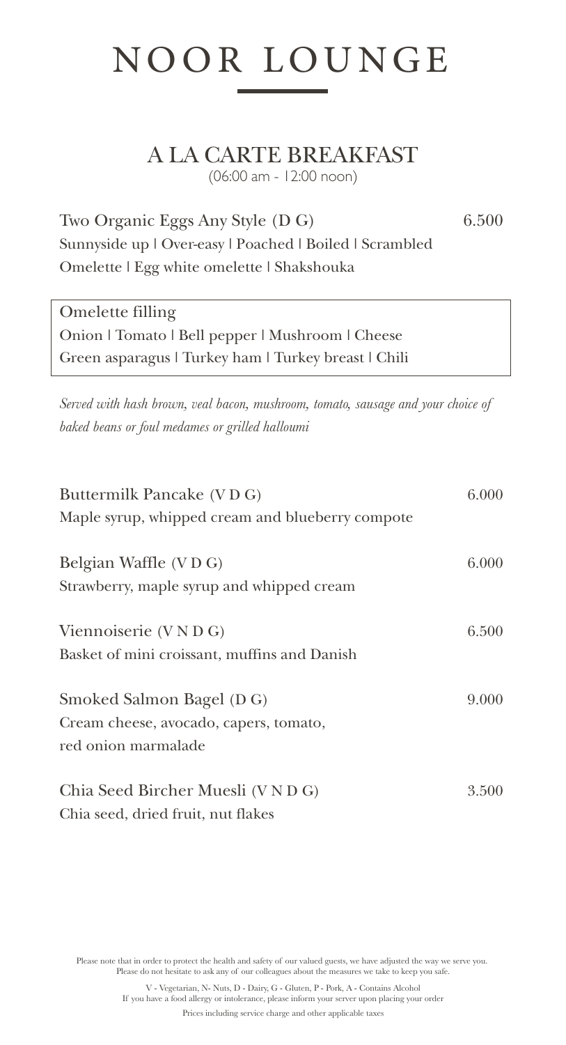# NOOR LOUNGE

## A LA CARTE BREAKFAST

(06:00 am - 12:00 noon)

Two Organic Eggs Any Style (D G) 6.500

Sunnyside up | Over-easy | Poached | Boiled | Scrambled
Omelette | Egg white omelette | Shakshouka

Omelette filling
Onion | Tomato | Bell pepper | Mushroom | Cheese
Green asparagus | Turkey ham | Turkey breast | Chili

*Served with hash brown, veal bacon, mushroom, tomato, sausage and your choice of baked beans or foul medames or grilled halloumi*

Buttermilk Pancake (V D G) 6.000
Maple syrup, whipped cream and blueberry compote

Belgian Waffle (V D G) 6.000
Strawberry, maple syrup and whipped cream

Viennoiserie (V N D G) 6.500
Basket of mini croissant, muffins and Danish

Smoked Salmon Bagel (D G) 9.000
Cream cheese, avocado, capers, tomato,
red onion marmalade

Chia Seed Bircher Muesli (V N D G) 3.500
Chia seed, dried fruit, nut flakes

Please note that in order to protect the health and safety of our valued guests, we have adjusted the way we serve you.
Please do not hesitate to ask any of our colleagues about the measures we take to keep you safe.

V - Vegetarian, N- Nuts, D - Dairy, G - Gluten, P - Pork, A - Contains Alcohol
If you have a food allergy or intolerance, please inform your server upon placing your order

Prices including service charge and other applicable taxes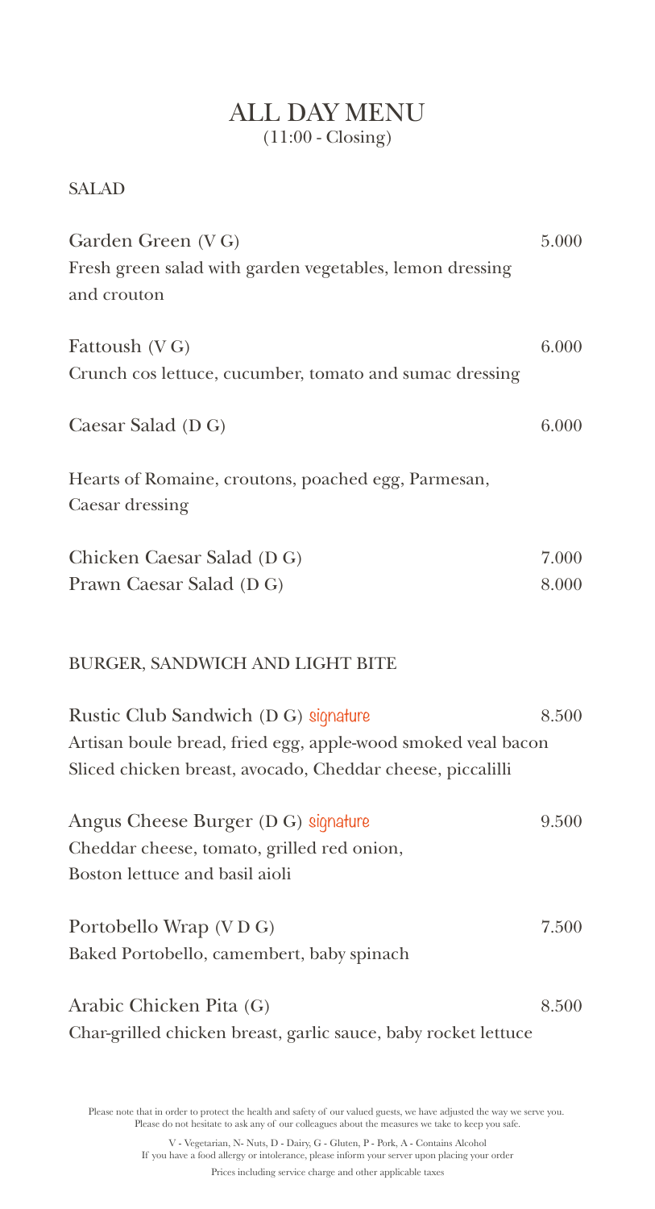# ALL DAY MENU
(11:00 - Closing)

## SALAD

**Garden Green (V G)** — 5.000
Fresh green salad with garden vegetables, lemon dressing and crouton

**Fattoush (V G)** — 6.000
Crunch cos lettuce, cucumber, tomato and sumac dressing

**Caesar Salad (D G)** — 6.000

Hearts of Romaine, croutons, poached egg, Parmesan, Caesar dressing

**Chicken Caesar Salad (D G)** — 7.000
**Prawn Caesar Salad (D G)** — 8.000

## BURGER, SANDWICH AND LIGHT BITE

**Rustic Club Sandwich (D G)** *signature* — 8.500
Artisan boule bread, fried egg, apple-wood smoked veal bacon
Sliced chicken breast, avocado, Cheddar cheese, piccalilli

**Angus Cheese Burger (D G)** *signature* — 9.500
Cheddar cheese, tomato, grilled red onion,
Boston lettuce and basil aioli

**Portobello Wrap (V D G)** — 7.500
Baked Portobello, camembert, baby spinach

**Arabic Chicken Pita (G)** — 8.500
Char-grilled chicken breast, garlic sauce, baby rocket lettuce

Please note that in order to protect the health and safety of our valued guests, we have adjusted the way we serve you. Please do not hesitate to ask any of our colleagues about the measures we take to keep you safe.

V - Vegetarian, N- Nuts, D - Dairy, G - Gluten, P - Pork, A - Contains Alcohol
If you have a food allergy or intolerance, please inform your server upon placing your order

Prices including service charge and other applicable taxes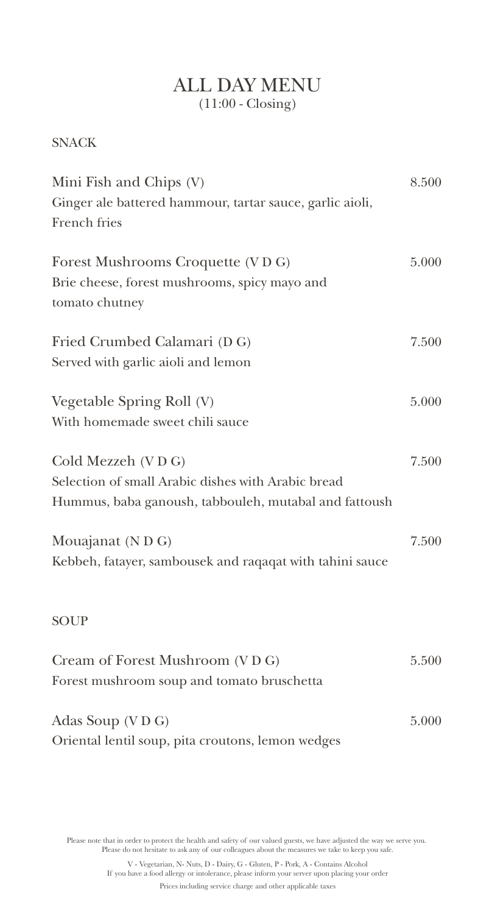# ALL DAY MENU

(11:00 - Closing)

## SNACK

**Mini Fish and Chips (V)** 8.500
Ginger ale battered hammour, tartar sauce, garlic aioli, French fries

**Forest Mushrooms Croquette (V D G)** 5.000
Brie cheese, forest mushrooms, spicy mayo and tomato chutney

**Fried Crumbed Calamari (D G)** 7.500
Served with garlic aioli and lemon

**Vegetable Spring Roll (V)** 5.000
With homemade sweet chili sauce

**Cold Mezzeh (V D G)** 7.500
Selection of small Arabic dishes with Arabic bread
Hummus, baba ganoush, tabbouleh, mutabal and fattoush

**Mouajanat (N D G)** 7.500
Kebbeh, fatayer, sambousek and raqaqat with tahini sauce

## SOUP

**Cream of Forest Mushroom (V D G)** 5.500
Forest mushroom soup and tomato bruschetta

**Adas Soup (V D G)** 5.000
Oriental lentil soup, pita croutons, lemon wedges

Please note that in order to protect the health and safety of our valued guests, we have adjusted the way we serve you.
Please do not hesitate to ask any of our colleagues about the measures we take to keep you safe.

V - Vegetarian, N- Nuts, D - Dairy, G - Gluten, P - Pork, A - Contains Alcohol
If you have a food allergy or intolerance, please inform your server upon placing your order

Prices including service charge and other applicable taxes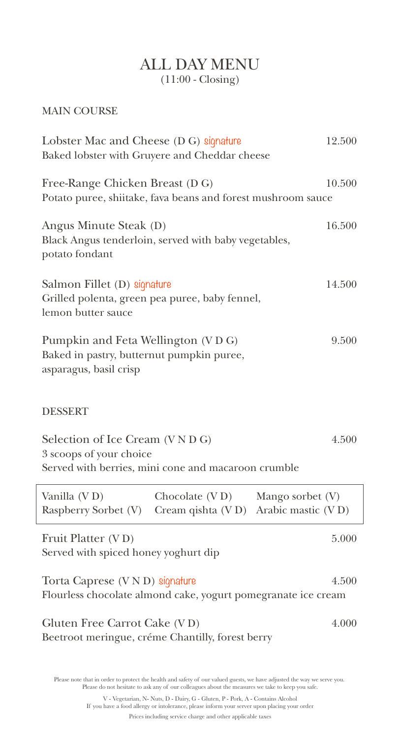# ALL DAY MENU

(11:00 - Closing)

## MAIN COURSE

**Lobster Mac and Cheese (D G)** *signature* — 12.500
Baked lobster with Gruyere and Cheddar cheese

**Free-Range Chicken Breast (D G)** — 10.500
Potato puree, shiitake, fava beans and forest mushroom sauce

**Angus Minute Steak (D)** — 16.500
Black Angus tenderloin, served with baby vegetables, potato fondant

**Salmon Fillet (D)** *signature* — 14.500
Grilled polenta, green pea puree, baby fennel, lemon butter sauce

**Pumpkin and Feta Wellington (V D G)** — 9.500
Baked in pastry, butternut pumpkin puree, asparagus, basil crisp

## DESSERT

**Selection of Ice Cream (V N D G)** — 4.500
3 scoops of your choice
Served with berries, mini cone and macaroon crumble

| | | |
|---|---|---|
| Vanilla (V D) | Chocolate (V D) | Mango sorbet (V) |
| Raspberry Sorbet (V) | Cream qishta (V D) | Arabic mastic (V D) |

**Fruit Platter (V D)** — 5.000
Served with spiced honey yoghurt dip

**Torta Caprese (V N D)** *signature* — 4.500
Flourless chocolate almond cake, yogurt pomegranate ice cream

**Gluten Free Carrot Cake (V D)** — 4.000
Beetroot meringue, créme Chantilly, forest berry

Please note that in order to protect the health and safety of our valued guests, we have adjusted the way we serve you. Please do not hesitate to ask any of our colleagues about the measures we take to keep you safe.

V - Vegetarian, N- Nuts, D - Dairy, G - Gluten, P - Pork, A - Contains Alcohol
If you have a food allergy or intolerance, please inform your server upon placing your order

Prices including service charge and other applicable taxes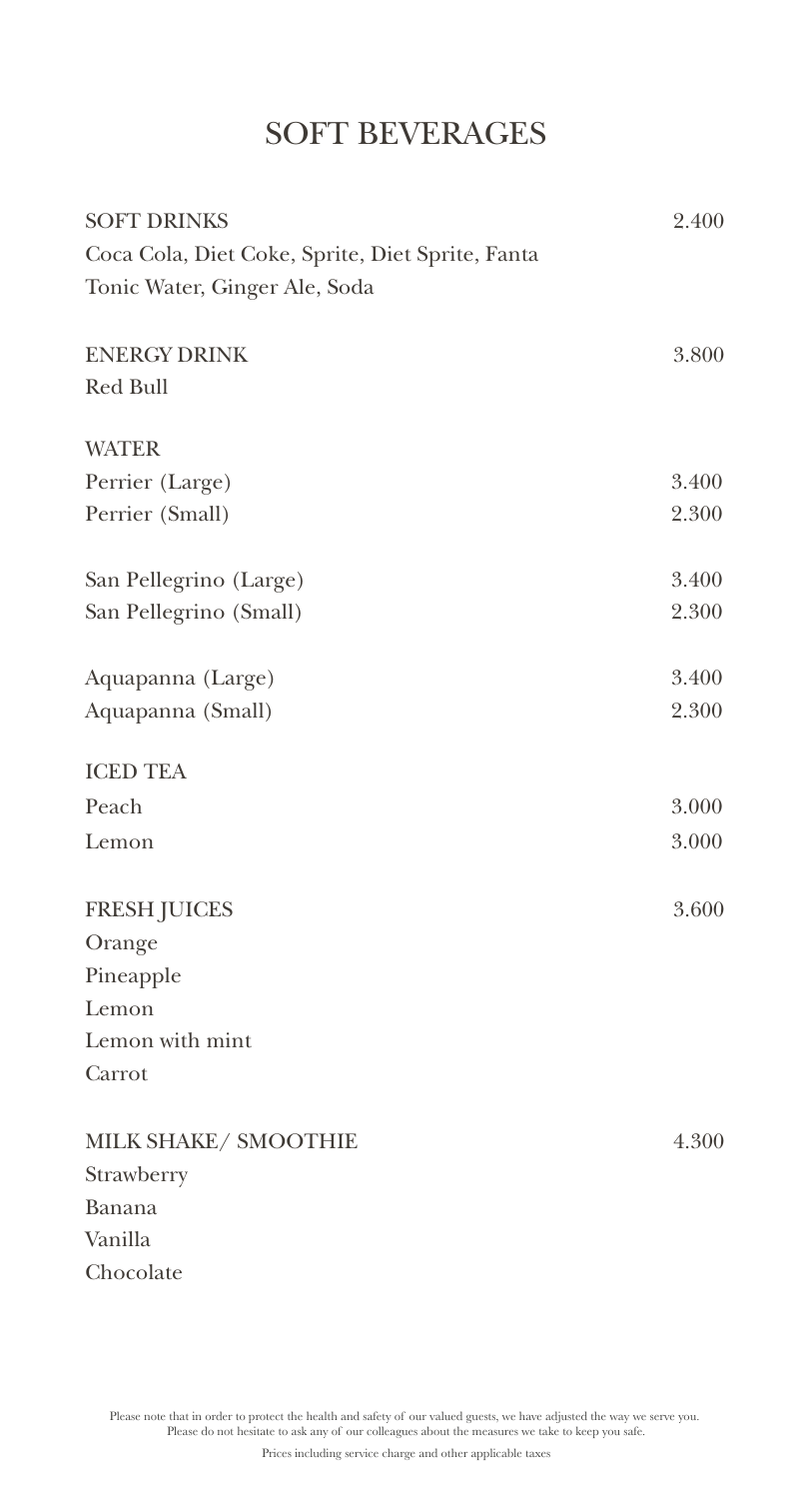# SOFT BEVERAGES

| | |
|---|---|
| **SOFT DRINKS** | 2.400 |
| Coca Cola, Diet Coke, Sprite, Diet Sprite, Fanta | |
| Tonic Water, Ginger Ale, Soda | |
| | |
| **ENERGY DRINK** | 3.800 |
| Red Bull | |
| | |
| **WATER** | |
| Perrier (Large) | 3.400 |
| Perrier (Small) | 2.300 |
| | |
| San Pellegrino (Large) | 3.400 |
| San Pellegrino (Small) | 2.300 |
| | |
| Aquapanna (Large) | 3.400 |
| Aquapanna (Small) | 2.300 |
| | |
| **ICED TEA** | |
| Peach | 3.000 |
| Lemon | 3.000 |
| | |
| **FRESH JUICES** | 3.600 |
| Orange | |
| Pineapple | |
| Lemon | |
| Lemon with mint | |
| Carrot | |
| | |
| **MILK SHAKE/ SMOOTHIE** | 4.300 |
| Strawberry | |
| Banana | |
| Vanilla | |
| Chocolate | |

Please note that in order to protect the health and safety of our valued guests, we have adjusted the way we serve you. Please do not hesitate to ask any of our colleagues about the measures we take to keep you safe.

Prices including service charge and other applicable taxes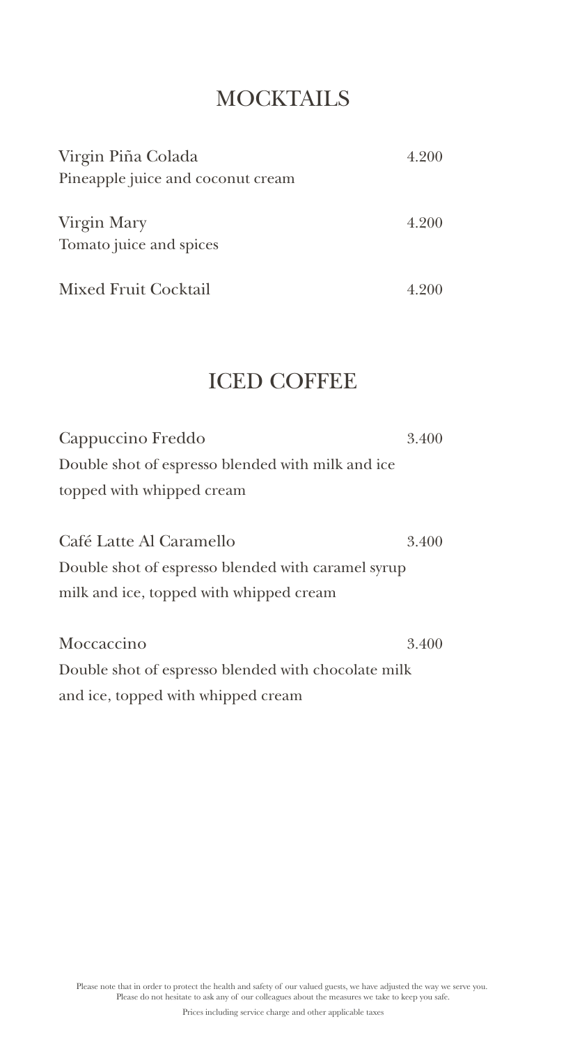## MOCKTAILS

**Virgin Piña Colada** — 4.200
Pineapple juice and coconut cream

**Virgin Mary** — 4.200
Tomato juice and spices

**Mixed Fruit Cocktail** — 4.200

## ICED COFFEE

**Cappuccino Freddo** — 3.400
Double shot of espresso blended with milk and ice topped with whipped cream

**Café Latte Al Caramello** — 3.400
Double shot of espresso blended with caramel syrup milk and ice, topped with whipped cream

**Moccaccino** — 3.400
Double shot of espresso blended with chocolate milk and ice, topped with whipped cream

Please note that in order to protect the health and safety of our valued guests, we have adjusted the way we serve you. Please do not hesitate to ask any of our colleagues about the measures we take to keep you safe.

Prices including service charge and other applicable taxes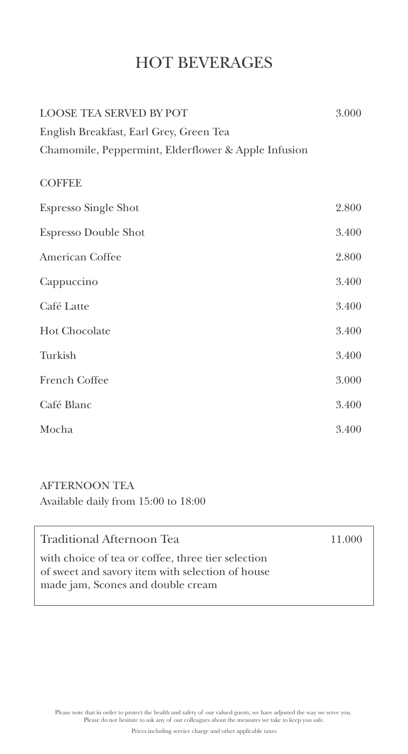# HOT BEVERAGES

| LOOSE TEA SERVED BY POT | 3.000 |
|---|---|
| English Breakfast, Earl Grey, Green Tea | |
| Chamomile, Peppermint, Elderflower & Apple Infusion | |

## COFFEE

| Item | Price |
|---|---|
| Espresso Single Shot | 2.800 |
| Espresso Double Shot | 3.400 |
| American Coffee | 2.800 |
| Cappuccino | 3.400 |
| Café Latte | 3.400 |
| Hot Chocolate | 3.400 |
| Turkish | 3.400 |
| French Coffee | 3.000 |
| Café Blanc | 3.400 |
| Mocha | 3.400 |

## AFTERNOON TEA

Available daily from 15:00 to 18:00

| Traditional Afternoon Tea | 11.000 |
|---|---|
| with choice of tea or coffee, three tier selection of sweet and savory item with selection of house made jam, Scones and double cream | |

Please note that in order to protect the health and safety of our valued guests, we have adjusted the way we serve you. Please do not hesitate to ask any of our colleagues about the measures we take to keep you safe.

Prices including service charge and other applicable taxes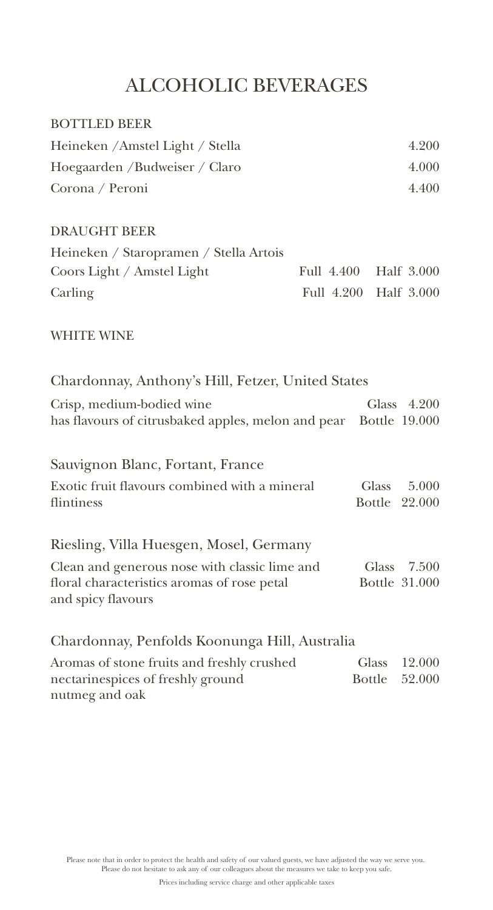# ALCOHOLIC BEVERAGES

## BOTTLED BEER

| Item | Price |
|---|---|
| Heineken /Amstel Light / Stella | 4.200 |
| Hoegaarden /Budweiser / Claro | 4.000 |
| Corona / Peroni | 4.400 |

## DRAUGHT BEER

| Item | Full | Half |
|---|---|---|
| Heineken / Staropramen / Stella Artois<br>Coors Light / Amstel Light | Full 4.400 | Half 3.000 |
| Carling | Full 4.200 | Half 3.000 |

## WHITE WINE

### Chardonnay, Anthony's Hill, Fetzer, United States

Crisp, medium-bodied wine
has flavours of citrusbaked apples, melon and pear

Glass 4.200
Bottle 19.000

### Sauvignon Blanc, Fortant, France

Exotic fruit flavours combined with a mineral flintiness

Glass 5.000
Bottle 22.000

### Riesling, Villa Huesgen, Mosel, Germany

Clean and generous nose with classic lime and floral characteristics aromas of rose petal and spicy flavours

Glass 7.500
Bottle 31.000

### Chardonnay, Penfolds Koonunga Hill, Australia

Aromas of stone fruits and freshly crushed nectarinespices of freshly ground nutmeg and oak

Glass 12.000
Bottle 52.000

Please note that in order to protect the health and safety of our valued guests, we have adjusted the way we serve you. Please do not hesitate to ask any of our colleagues about the measures we take to keep you safe.

Prices including service charge and other applicable taxes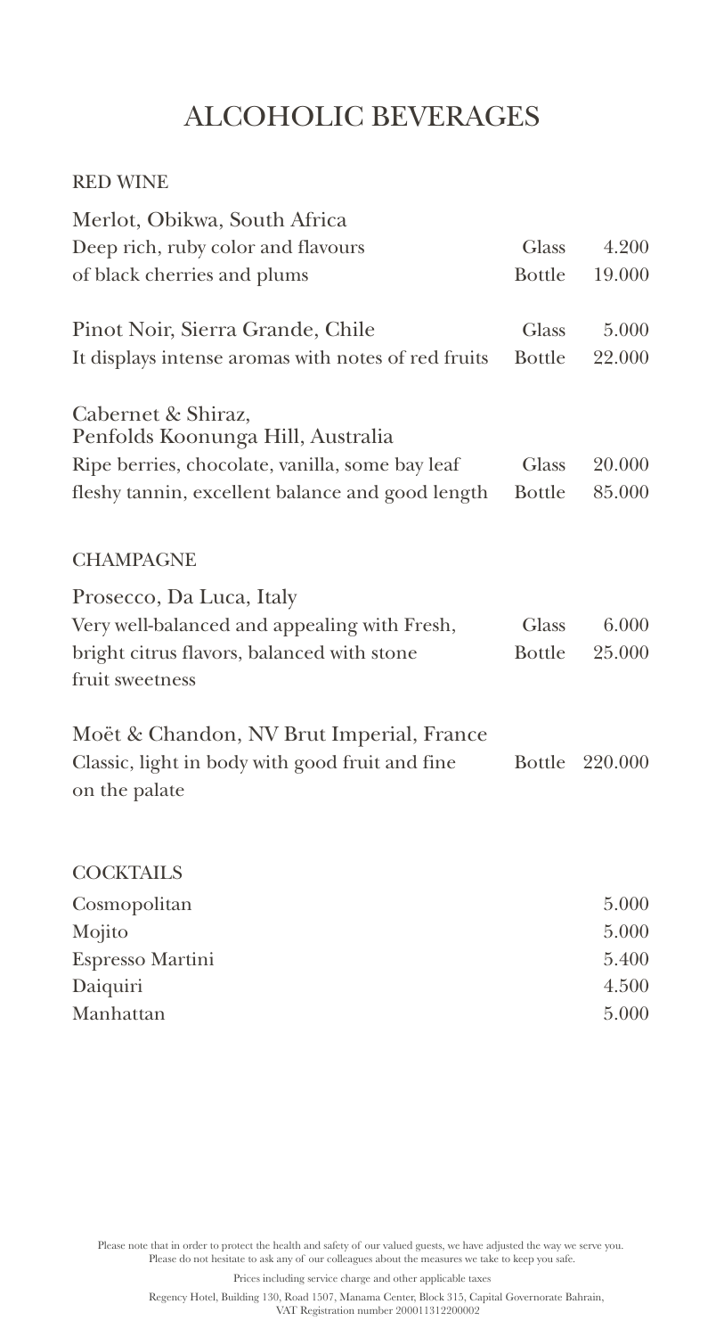# ALCOHOLIC BEVERAGES

## RED WINE

| | | |
|---|---|---|
| **Merlot, Obikwa, South Africa** | | |
| Deep rich, ruby color and flavours | Glass | 4.200 |
| of black cherries and plums | Bottle | 19.000 |
| **Pinot Noir, Sierra Grande, Chile** | | |
| It displays intense aromas with notes of red fruits | Glass | 5.000 |
| | Bottle | 22.000 |
| **Cabernet & Shiraz, Penfolds Koonunga Hill, Australia** | | |
| Ripe berries, chocolate, vanilla, some bay leaf | Glass | 20.000 |
| fleshy tannin, excellent balance and good length | Bottle | 85.000 |

## CHAMPAGNE

| | | |
|---|---|---|
| **Prosecco, Da Luca, Italy** | | |
| Very well-balanced and appealing with Fresh, | Glass | 6.000 |
| bright citrus flavors, balanced with stone fruit sweetness | Bottle | 25.000 |
| **Moët & Chandon, NV Brut Imperial, France** | | |
| Classic, light in body with good fruit and fine on the palate | Bottle | 220.000 |

## COCKTAILS

| | |
|---|---|
| Cosmopolitan | 5.000 |
| Mojito | 5.000 |
| Espresso Martini | 5.400 |
| Daiquiri | 4.500 |
| Manhattan | 5.000 |

Please note that in order to protect the health and safety of our valued guests, we have adjusted the way we serve you. Please do not hesitate to ask any of our colleagues about the measures we take to keep you safe.

Prices including service charge and other applicable taxes

Regency Hotel, Building 130, Road 1507, Manama Center, Block 315, Capital Governorate Bahrain, VAT Registration number 200011312200002